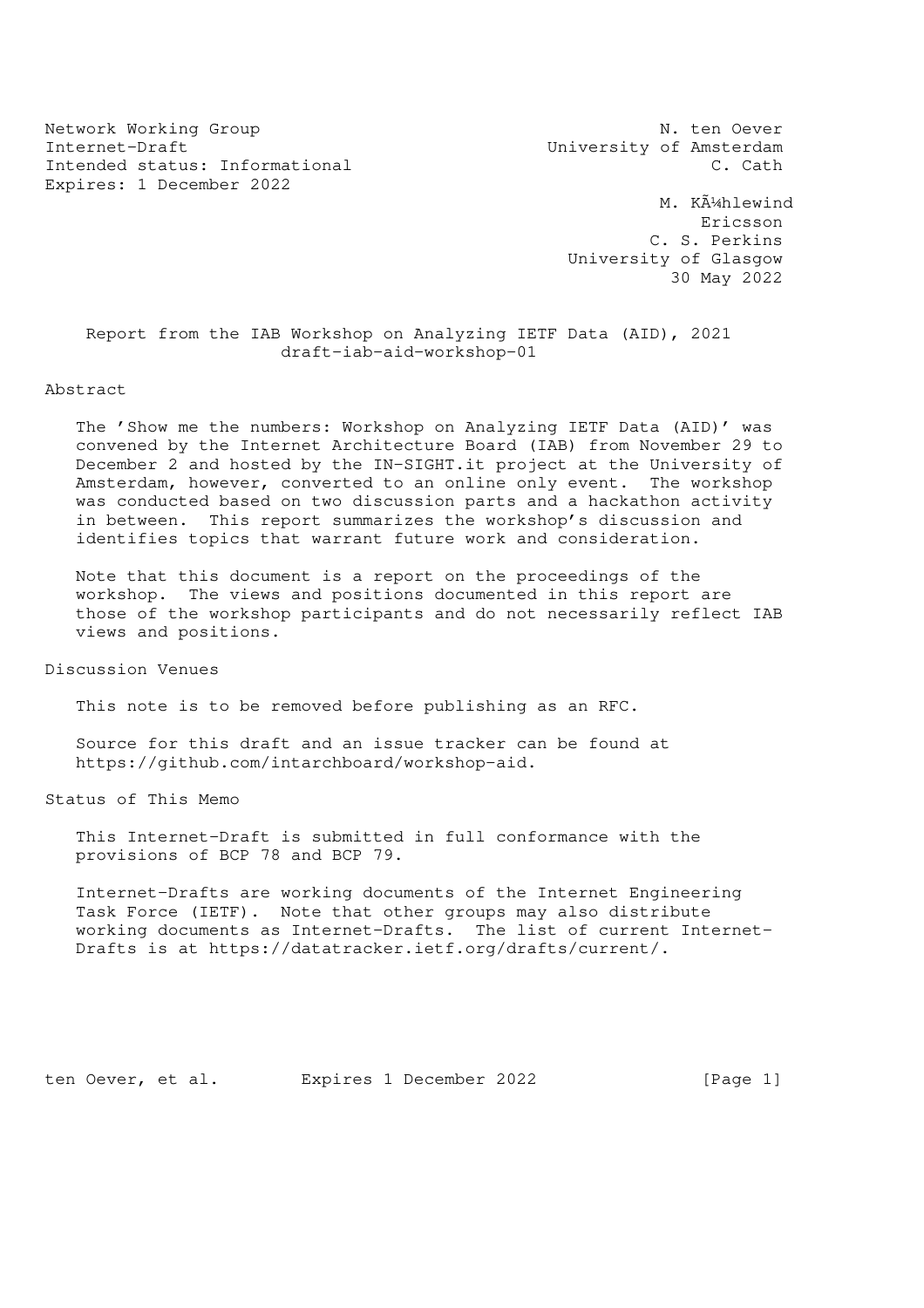Network Working Group N. ten Oever
Internet-Draft University of Amsterdam
Intended status: Informational C. Cath
Expires: 1 December 2022

M. KÃ¼hlewind
Ericsson
C. S. Perkins
University of Glasgow
30 May 2022

# Report from the IAB Workshop on Analyzing IETF Data (AID), 2021
draft-iab-aid-workshop-01

## Abstract

The 'Show me the numbers: Workshop on Analyzing IETF Data (AID)' was convened by the Internet Architecture Board (IAB) from November 29 to December 2 and hosted by the IN-SIGHT.it project at the University of Amsterdam, however, converted to an online only event. The workshop was conducted based on two discussion parts and a hackathon activity in between. This report summarizes the workshop's discussion and identifies topics that warrant future work and consideration.

Note that this document is a report on the proceedings of the workshop. The views and positions documented in this report are those of the workshop participants and do not necessarily reflect IAB views and positions.

## Discussion Venues

This note is to be removed before publishing as an RFC.

Source for this draft and an issue tracker can be found at https://github.com/intarchboard/workshop-aid.

## Status of This Memo

This Internet-Draft is submitted in full conformance with the provisions of BCP 78 and BCP 79.

Internet-Drafts are working documents of the Internet Engineering Task Force (IETF). Note that other groups may also distribute working documents as Internet-Drafts. The list of current Internet-Drafts is at https://datatracker.ietf.org/drafts/current/.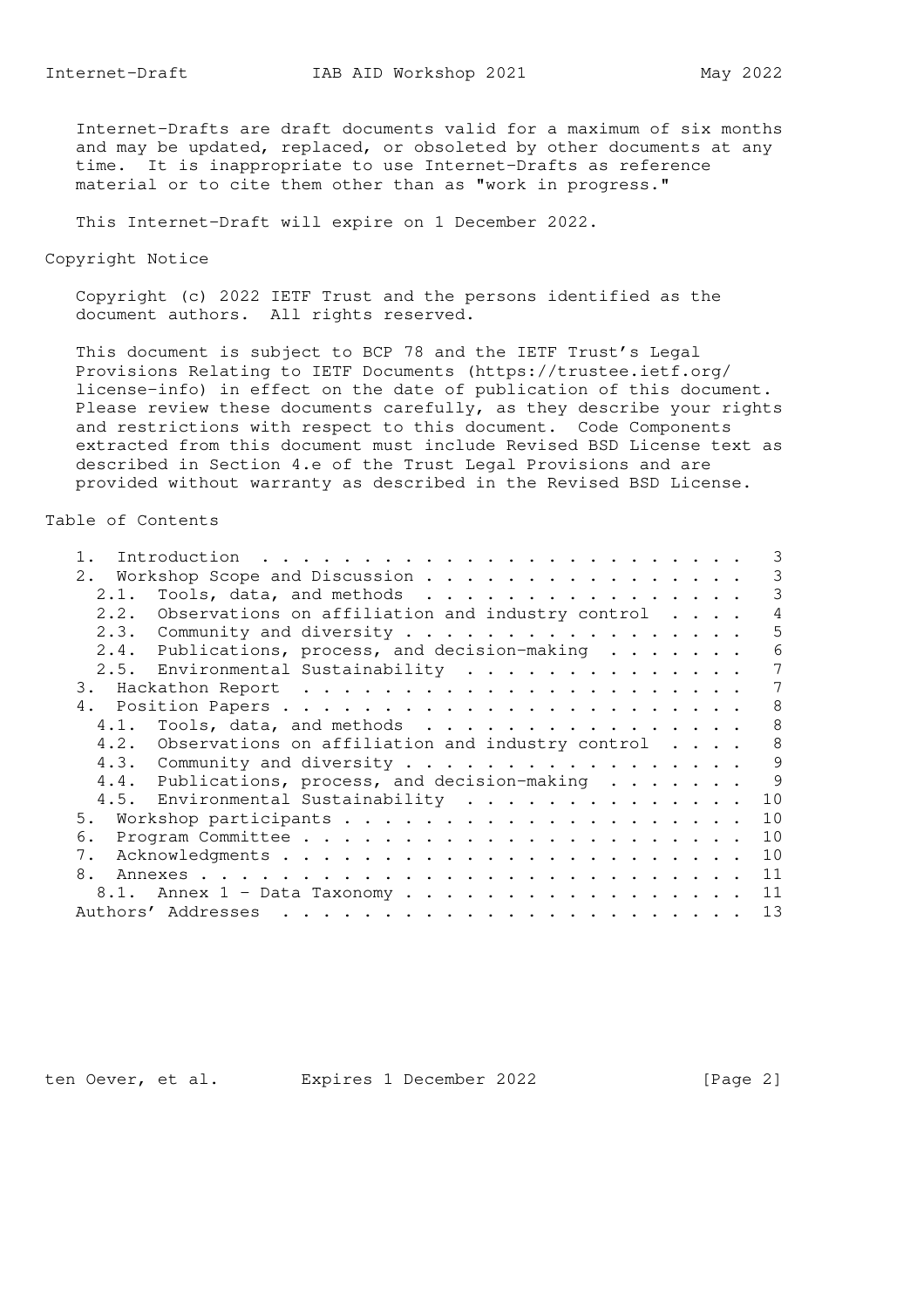Internet-Drafts are draft documents valid for a maximum of six months and may be updated, replaced, or obsoleted by other documents at any time. It is inappropriate to use Internet-Drafts as reference material or to cite them other than as "work in progress."

This Internet-Draft will expire on 1 December 2022.

## Copyright Notice

Copyright (c) 2022 IETF Trust and the persons identified as the document authors. All rights reserved.

This document is subject to BCP 78 and the IETF Trust's Legal Provisions Relating to IETF Documents (https://trustee.ietf.org/license-info) in effect on the date of publication of this document. Please review these documents carefully, as they describe your rights and restrictions with respect to this document. Code Components extracted from this document must include Revised BSD License text as described in Section 4.e of the Trust Legal Provisions and are provided without warranty as described in the Revised BSD License.

## Table of Contents

- 1. Introduction . . . . . . . . . . . . . . . . . . . . . . . . 3
- 2. Workshop Scope and Discussion . . . . . . . . . . . . . . . . 3
  - 2.1. Tools, data, and methods . . . . . . . . . . . . . . . . 3
  - 2.2. Observations on affiliation and industry control . . . . 4
  - 2.3. Community and diversity . . . . . . . . . . . . . . . . 5
  - 2.4. Publications, process, and decision-making . . . . . . . 6
  - 2.5. Environmental Sustainability . . . . . . . . . . . . . . 7
- 3. Hackathon Report . . . . . . . . . . . . . . . . . . . . . . 7
- 4. Position Papers . . . . . . . . . . . . . . . . . . . . . . . 8
  - 4.1. Tools, data, and methods . . . . . . . . . . . . . . . . 8
  - 4.2. Observations on affiliation and industry control . . . . 8
  - 4.3. Community and diversity . . . . . . . . . . . . . . . . 9
  - 4.4. Publications, process, and decision-making . . . . . . . 9
  - 4.5. Environmental Sustainability . . . . . . . . . . . . . . 10
- 5. Workshop participants . . . . . . . . . . . . . . . . . . . . 10
- 6. Program Committee . . . . . . . . . . . . . . . . . . . . . . 10
- 7. Acknowledgments . . . . . . . . . . . . . . . . . . . . . . . 10
- 8. Annexes . . . . . . . . . . . . . . . . . . . . . . . . . . . 11
  - 8.1. Annex 1 - Data Taxonomy . . . . . . . . . . . . . . . . . 11
- Authors' Addresses . . . . . . . . . . . . . . . . . . . . . . . 13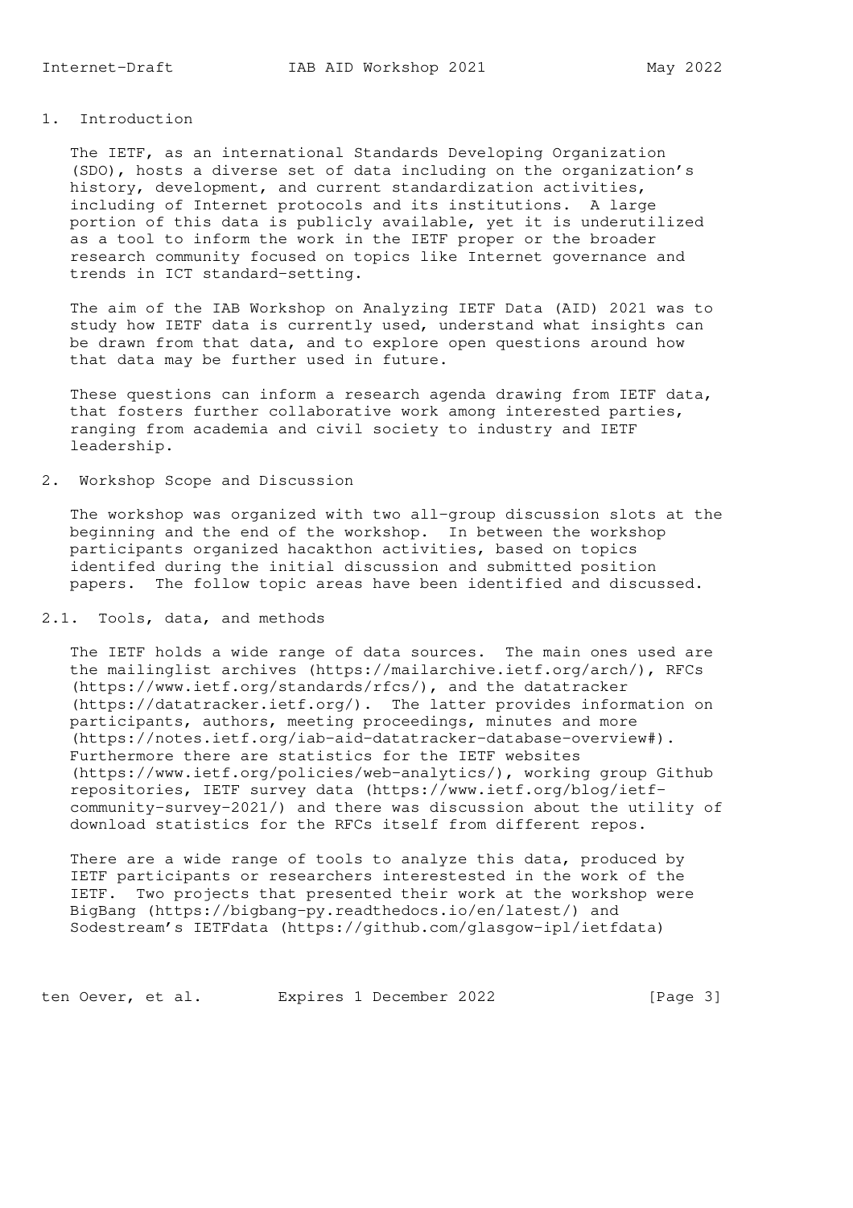## 1. Introduction

The IETF, as an international Standards Developing Organization (SDO), hosts a diverse set of data including on the organization's history, development, and current standardization activities, including of Internet protocols and its institutions. A large portion of this data is publicly available, yet it is underutilized as a tool to inform the work in the IETF proper or the broader research community focused on topics like Internet governance and trends in ICT standard-setting.

The aim of the IAB Workshop on Analyzing IETF Data (AID) 2021 was to study how IETF data is currently used, understand what insights can be drawn from that data, and to explore open questions around how that data may be further used in future.

These questions can inform a research agenda drawing from IETF data, that fosters further collaborative work among interested parties, ranging from academia and civil society to industry and IETF leadership.

## 2. Workshop Scope and Discussion

The workshop was organized with two all-group discussion slots at the beginning and the end of the workshop. In between the workshop participants organized hacakthon activities, based on topics identifed during the initial discussion and submitted position papers. The follow topic areas have been identified and discussed.

### 2.1. Tools, data, and methods

The IETF holds a wide range of data sources. The main ones used are the mailinglist archives (https://mailarchive.ietf.org/arch/), RFCs (https://www.ietf.org/standards/rfcs/), and the datatracker (https://datatracker.ietf.org/). The latter provides information on participants, authors, meeting proceedings, minutes and more (https://notes.ietf.org/iab-aid-datatracker-database-overview#). Furthermore there are statistics for the IETF websites (https://www.ietf.org/policies/web-analytics/), working group Github repositories, IETF survey data (https://www.ietf.org/blog/ietf-community-survey-2021/) and there was discussion about the utility of download statistics for the RFCs itself from different repos.

There are a wide range of tools to analyze this data, produced by IETF participants or researchers interestested in the work of the IETF. Two projects that presented their work at the workshop were BigBang (https://bigbang-py.readthedocs.io/en/latest/) and Sodestream's IETFdata (https://github.com/glasgow-ipl/ietfdata)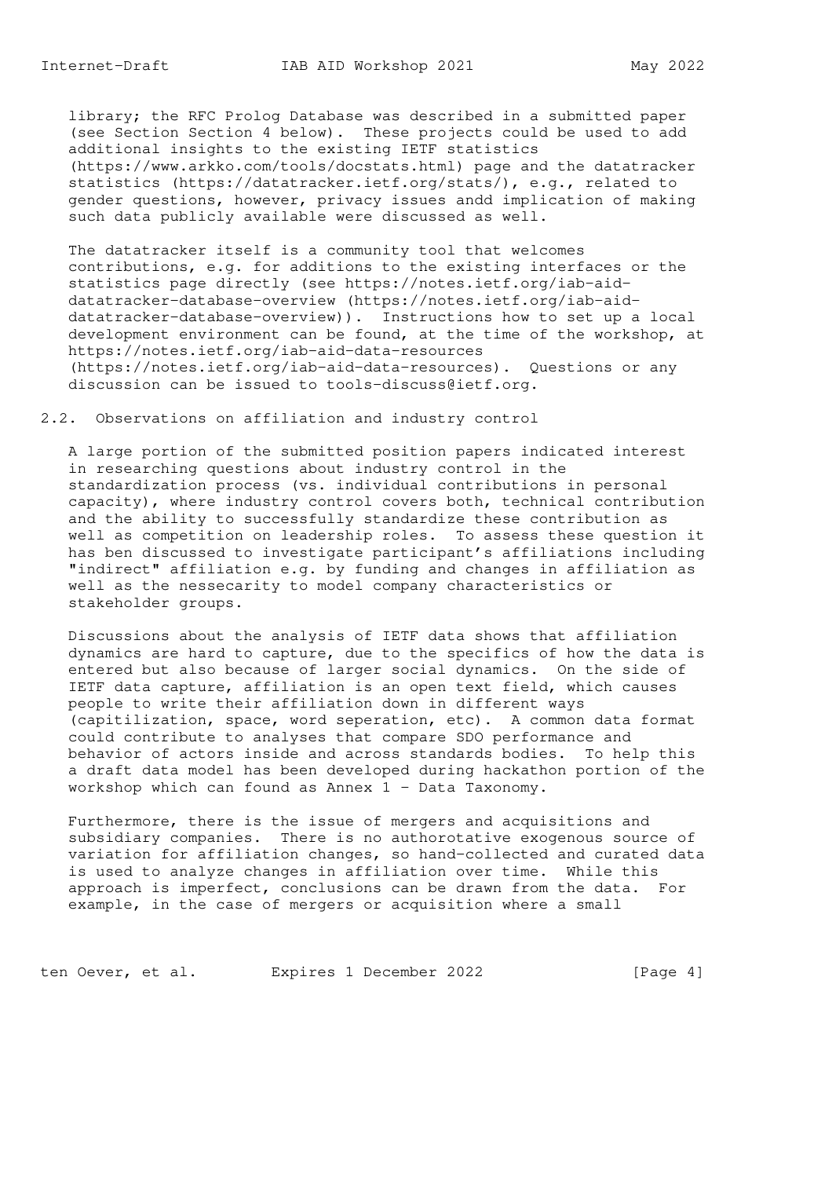library; the RFC Prolog Database was described in a submitted paper (see Section Section 4 below). These projects could be used to add additional insights to the existing IETF statistics (https://www.arkko.com/tools/docstats.html) page and the datatracker statistics (https://datatracker.ietf.org/stats/), e.g., related to gender questions, however, privacy issues andd implication of making such data publicly available were discussed as well.

The datatracker itself is a community tool that welcomes contributions, e.g. for additions to the existing interfaces or the statistics page directly (see https://notes.ietf.org/iab-aid-datatracker-database-overview (https://notes.ietf.org/iab-aid-datatracker-database-overview)). Instructions how to set up a local development environment can be found, at the time of the workshop, at https://notes.ietf.org/iab-aid-data-resources (https://notes.ietf.org/iab-aid-data-resources). Questions or any discussion can be issued to tools-discuss@ietf.org.

## 2.2. Observations on affiliation and industry control

A large portion of the submitted position papers indicated interest in researching questions about industry control in the standardization process (vs. individual contributions in personal capacity), where industry control covers both, technical contribution and the ability to successfully standardize these contribution as well as competition on leadership roles. To assess these question it has ben discussed to investigate participant's affiliations including "indirect" affiliation e.g. by funding and changes in affiliation as well as the nessecarity to model company characteristics or stakeholder groups.

Discussions about the analysis of IETF data shows that affiliation dynamics are hard to capture, due to the specifics of how the data is entered but also because of larger social dynamics. On the side of IETF data capture, affiliation is an open text field, which causes people to write their affiliation down in different ways (capitilization, space, word seperation, etc). A common data format could contribute to analyses that compare SDO performance and behavior of actors inside and across standards bodies. To help this a draft data model has been developed during hackathon portion of the workshop which can found as Annex 1 - Data Taxonomy.

Furthermore, there is the issue of mergers and acquisitions and subsidiary companies. There is no authorotative exogenous source of variation for affiliation changes, so hand-collected and curated data is used to analyze changes in affiliation over time. While this approach is imperfect, conclusions can be drawn from the data. For example, in the case of mergers or acquisition where a small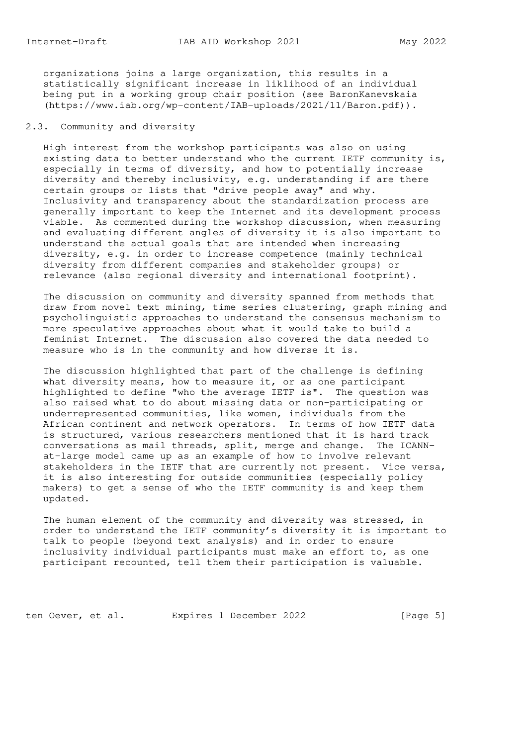organizations joins a large organization, this results in a statistically significant increase in liklihood of an individual being put in a working group chair position (see BaronKanevskaia (https://www.iab.org/wp-content/IAB-uploads/2021/11/Baron.pdf)).

## 2.3. Community and diversity

High interest from the workshop participants was also on using existing data to better understand who the current IETF community is, especially in terms of diversity, and how to potentially increase diversity and thereby inclusivity, e.g. understanding if are there certain groups or lists that "drive people away" and why. Inclusivity and transparency about the standardization process are generally important to keep the Internet and its development process viable. As commented during the workshop discussion, when measuring and evaluating different angles of diversity it is also important to understand the actual goals that are intended when increasing diversity, e.g. in order to increase competence (mainly technical diversity from different companies and stakeholder groups) or relevance (also regional diversity and international footprint).

The discussion on community and diversity spanned from methods that draw from novel text mining, time series clustering, graph mining and psycholinguistic approaches to understand the consensus mechanism to more speculative approaches about what it would take to build a feminist Internet. The discussion also covered the data needed to measure who is in the community and how diverse it is.

The discussion highlighted that part of the challenge is defining what diversity means, how to measure it, or as one participant highlighted to define "who the average IETF is". The question was also raised what to do about missing data or non-participating or underrepresented communities, like women, individuals from the African continent and network operators. In terms of how IETF data is structured, various researchers mentioned that it is hard track conversations as mail threads, split, merge and change. The ICANN-at-large model came up as an example of how to involve relevant stakeholders in the IETF that are currently not present. Vice versa, it is also interesting for outside communities (especially policy makers) to get a sense of who the IETF community is and keep them updated.

The human element of the community and diversity was stressed, in order to understand the IETF community's diversity it is important to talk to people (beyond text analysis) and in order to ensure inclusivity individual participants must make an effort to, as one participant recounted, tell them their participation is valuable.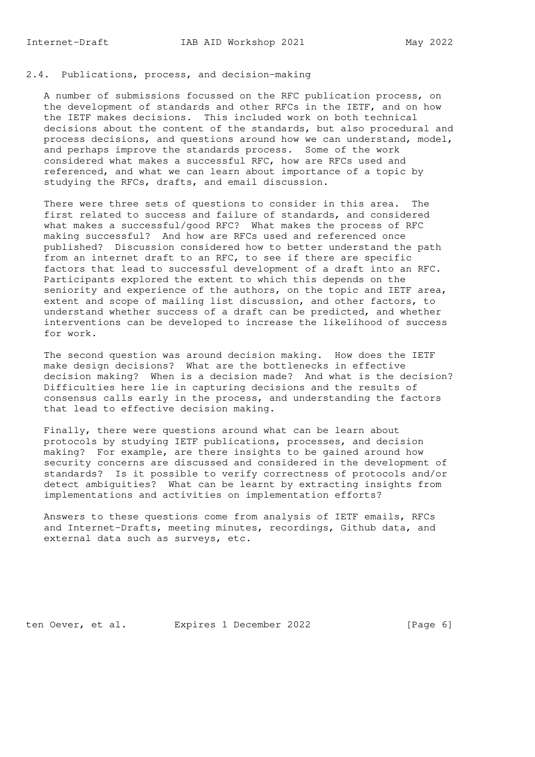## 2.4. Publications, process, and decision-making

A number of submissions focussed on the RFC publication process, on the development of standards and other RFCs in the IETF, and on how the IETF makes decisions. This included work on both technical decisions about the content of the standards, but also procedural and process decisions, and questions around how we can understand, model, and perhaps improve the standards process. Some of the work considered what makes a successful RFC, how are RFCs used and referenced, and what we can learn about importance of a topic by studying the RFCs, drafts, and email discussion.

There were three sets of questions to consider in this area. The first related to success and failure of standards, and considered what makes a successful/good RFC? What makes the process of RFC making successful? And how are RFCs used and referenced once published? Discussion considered how to better understand the path from an internet draft to an RFC, to see if there are specific factors that lead to successful development of a draft into an RFC. Participants explored the extent to which this depends on the seniority and experience of the authors, on the topic and IETF area, extent and scope of mailing list discussion, and other factors, to understand whether success of a draft can be predicted, and whether interventions can be developed to increase the likelihood of success for work.

The second question was around decision making. How does the IETF make design decisions? What are the bottlenecks in effective decision making? When is a decision made? And what is the decision? Difficulties here lie in capturing decisions and the results of consensus calls early in the process, and understanding the factors that lead to effective decision making.

Finally, there were questions around what can be learn about protocols by studying IETF publications, processes, and decision making? For example, are there insights to be gained around how security concerns are discussed and considered in the development of standards? Is it possible to verify correctness of protocols and/or detect ambiguities? What can be learnt by extracting insights from implementations and activities on implementation efforts?

Answers to these questions come from analysis of IETF emails, RFCs and Internet-Drafts, meeting minutes, recordings, Github data, and external data such as surveys, etc.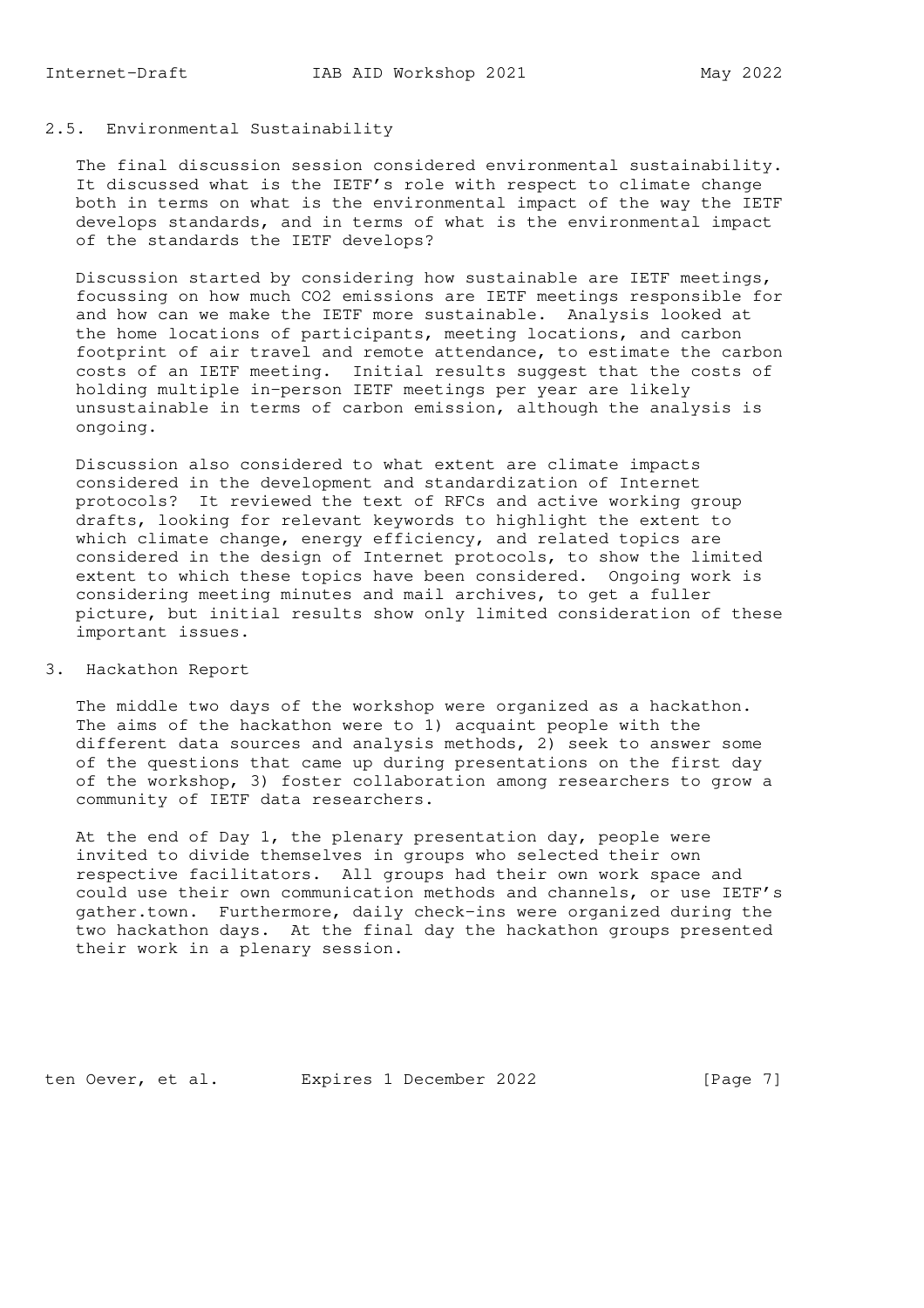### 2.5. Environmental Sustainability

The final discussion session considered environmental sustainability. It discussed what is the IETF's role with respect to climate change both in terms on what is the environmental impact of the way the IETF develops standards, and in terms of what is the environmental impact of the standards the IETF develops?

Discussion started by considering how sustainable are IETF meetings, focussing on how much $CO_2$ emissions are IETF meetings responsible for and how can we make the IETF more sustainable. Analysis looked at the home locations of participants, meeting locations, and carbon footprint of air travel and remote attendance, to estimate the carbon costs of an IETF meeting. Initial results suggest that the costs of holding multiple in-person IETF meetings per year are likely unsustainable in terms of carbon emission, although the analysis is ongoing.

Discussion also considered to what extent are climate impacts considered in the development and standardization of Internet protocols? It reviewed the text of RFCs and active working group drafts, looking for relevant keywords to highlight the extent to which climate change, energy efficiency, and related topics are considered in the design of Internet protocols, to show the limited extent to which these topics have been considered. Ongoing work is considering meeting minutes and mail archives, to get a fuller picture, but initial results show only limited consideration of these important issues.

## 3. Hackathon Report

The middle two days of the workshop were organized as a hackathon. The aims of the hackathon were to 1) acquaint people with the different data sources and analysis methods, 2) seek to answer some of the questions that came up during presentations on the first day of the workshop, 3) foster collaboration among researchers to grow a community of IETF data researchers.

At the end of Day 1, the plenary presentation day, people were invited to divide themselves in groups who selected their own respective facilitators. All groups had their own work space and could use their own communication methods and channels, or use IETF's gather.town. Furthermore, daily check-ins were organized during the two hackathon days. At the final day the hackathon groups presented their work in a plenary session.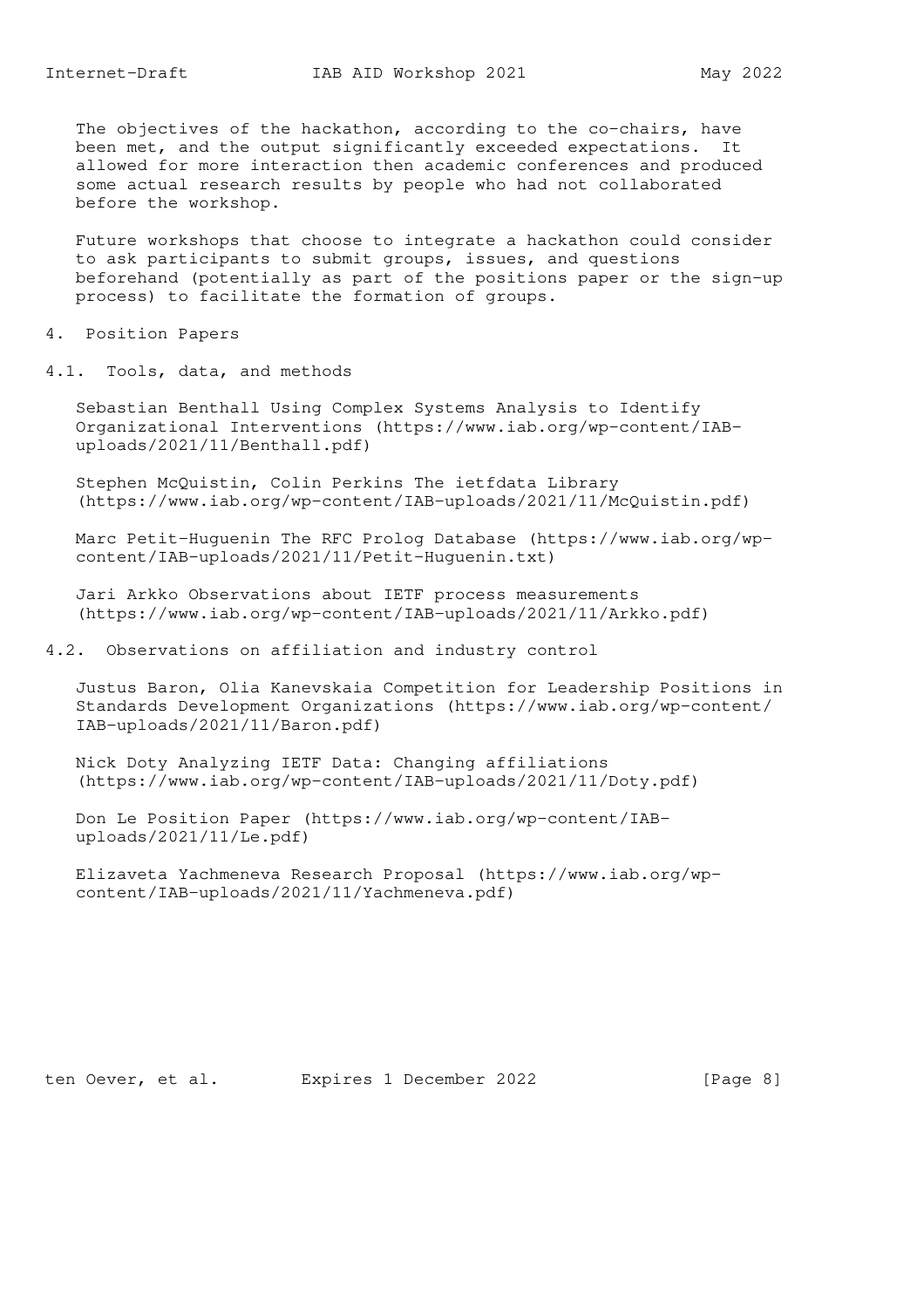The objectives of the hackathon, according to the co-chairs, have been met, and the output significantly exceeded expectations. It allowed for more interaction then academic conferences and produced some actual research results by people who had not collaborated before the workshop.

Future workshops that choose to integrate a hackathon could consider to ask participants to submit groups, issues, and questions beforehand (potentially as part of the positions paper or the sign-up process) to facilitate the formation of groups.

## 4. Position Papers

### 4.1. Tools, data, and methods

Sebastian Benthall Using Complex Systems Analysis to Identify Organizational Interventions (https://www.iab.org/wp-content/IAB-uploads/2021/11/Benthall.pdf)

Stephen McQuistin, Colin Perkins The ietfdata Library (https://www.iab.org/wp-content/IAB-uploads/2021/11/McQuistin.pdf)

Marc Petit-Huguenin The RFC Prolog Database (https://www.iab.org/wp-content/IAB-uploads/2021/11/Petit-Huguenin.txt)

Jari Arkko Observations about IETF process measurements (https://www.iab.org/wp-content/IAB-uploads/2021/11/Arkko.pdf)

### 4.2. Observations on affiliation and industry control

Justus Baron, Olia Kanevskaia Competition for Leadership Positions in Standards Development Organizations (https://www.iab.org/wp-content/IAB-uploads/2021/11/Baron.pdf)

Nick Doty Analyzing IETF Data: Changing affiliations (https://www.iab.org/wp-content/IAB-uploads/2021/11/Doty.pdf)

Don Le Position Paper (https://www.iab.org/wp-content/IAB-uploads/2021/11/Le.pdf)

Elizaveta Yachmeneva Research Proposal (https://www.iab.org/wp-content/IAB-uploads/2021/11/Yachmeneva.pdf)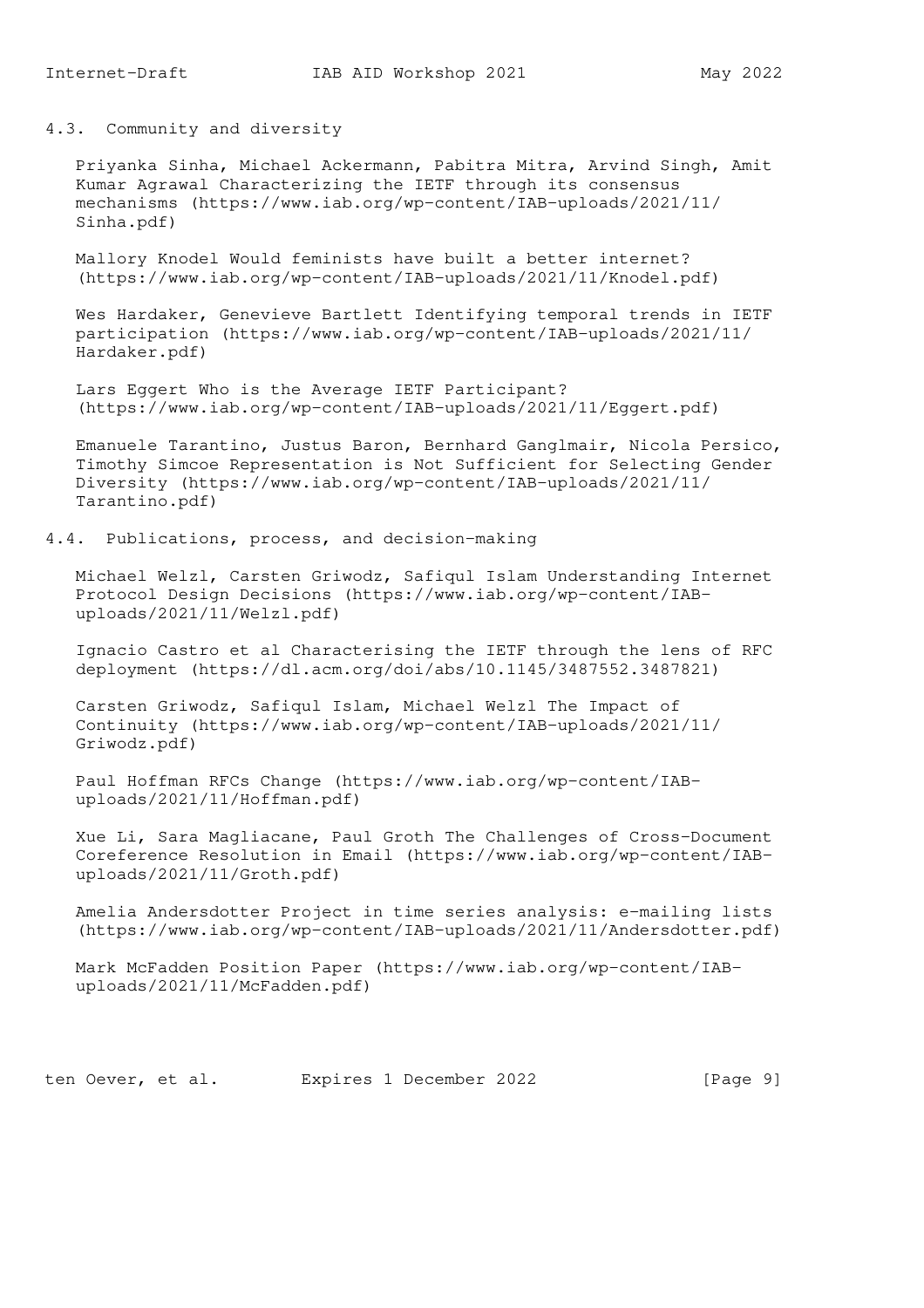### 4.3. Community and diversity

Priyanka Sinha, Michael Ackermann, Pabitra Mitra, Arvind Singh, Amit Kumar Agrawal Characterizing the IETF through its consensus mechanisms (https://www.iab.org/wp-content/IAB-uploads/2021/11/Sinha.pdf)

Mallory Knodel Would feminists have built a better internet? (https://www.iab.org/wp-content/IAB-uploads/2021/11/Knodel.pdf)

Wes Hardaker, Genevieve Bartlett Identifying temporal trends in IETF participation (https://www.iab.org/wp-content/IAB-uploads/2021/11/Hardaker.pdf)

Lars Eggert Who is the Average IETF Participant? (https://www.iab.org/wp-content/IAB-uploads/2021/11/Eggert.pdf)

Emanuele Tarantino, Justus Baron, Bernhard Ganglmair, Nicola Persico, Timothy Simcoe Representation is Not Sufficient for Selecting Gender Diversity (https://www.iab.org/wp-content/IAB-uploads/2021/11/Tarantino.pdf)

### 4.4. Publications, process, and decision-making

Michael Welzl, Carsten Griwodz, Safiqul Islam Understanding Internet Protocol Design Decisions (https://www.iab.org/wp-content/IAB-uploads/2021/11/Welzl.pdf)

Ignacio Castro et al Characterising the IETF through the lens of RFC deployment (https://dl.acm.org/doi/abs/10.1145/3487552.3487821)

Carsten Griwodz, Safiqul Islam, Michael Welzl The Impact of Continuity (https://www.iab.org/wp-content/IAB-uploads/2021/11/Griwodz.pdf)

Paul Hoffman RFCs Change (https://www.iab.org/wp-content/IAB-uploads/2021/11/Hoffman.pdf)

Xue Li, Sara Magliacane, Paul Groth The Challenges of Cross-Document Coreference Resolution in Email (https://www.iab.org/wp-content/IAB-uploads/2021/11/Groth.pdf)

Amelia Andersdotter Project in time series analysis: e-mailing lists (https://www.iab.org/wp-content/IAB-uploads/2021/11/Andersdotter.pdf)

Mark McFadden Position Paper (https://www.iab.org/wp-content/IAB-uploads/2021/11/McFadden.pdf)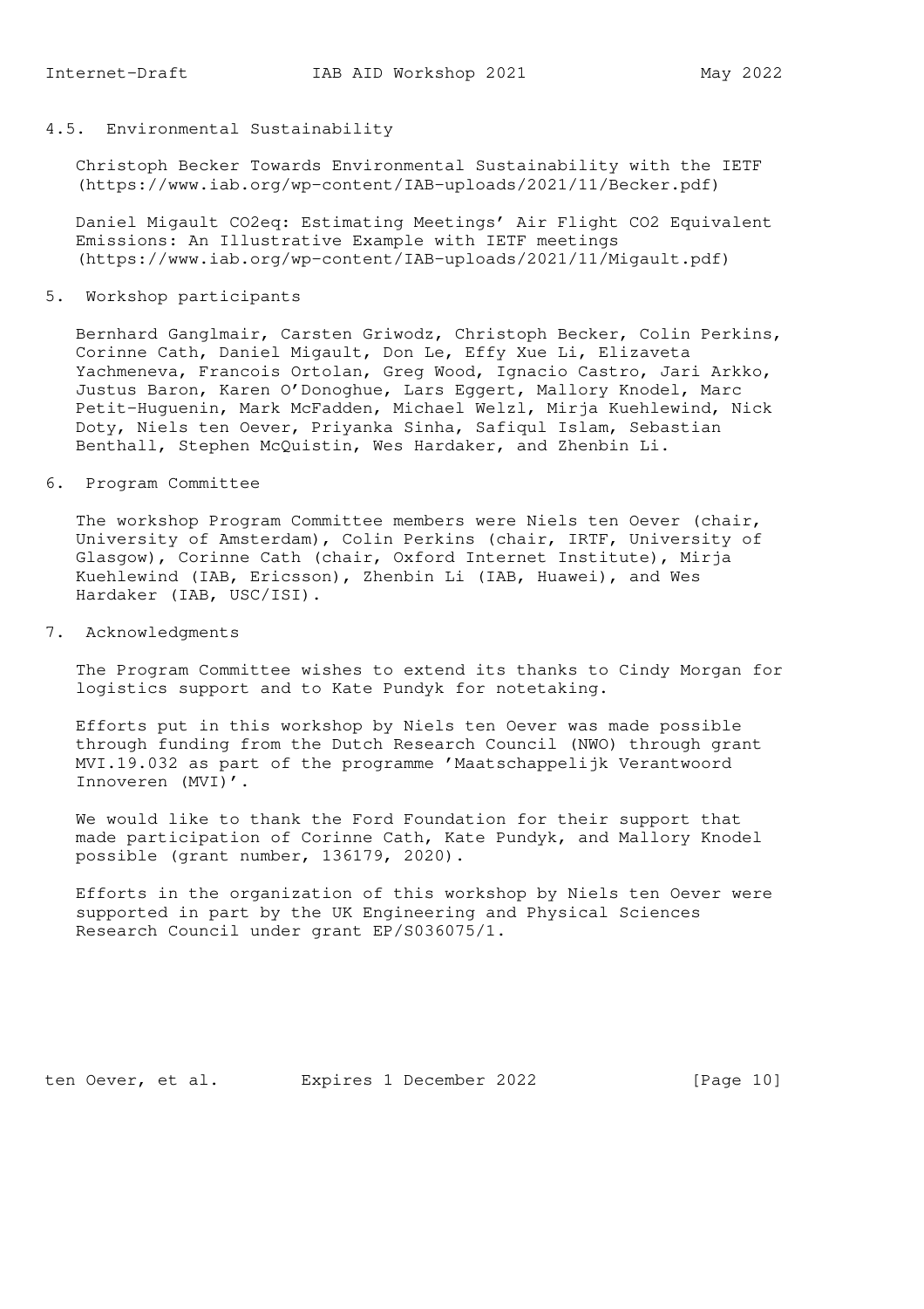### 4.5. Environmental Sustainability

Christoph Becker Towards Environmental Sustainability with the IETF (https://www.iab.org/wp-content/IAB-uploads/2021/11/Becker.pdf)

Daniel Migault CO2eq: Estimating Meetings' Air Flight CO2 Equivalent Emissions: An Illustrative Example with IETF meetings (https://www.iab.org/wp-content/IAB-uploads/2021/11/Migault.pdf)

## 5. Workshop participants

Bernhard Ganglmair, Carsten Griwodz, Christoph Becker, Colin Perkins, Corinne Cath, Daniel Migault, Don Le, Effy Xue Li, Elizaveta Yachmeneva, Francois Ortolan, Greg Wood, Ignacio Castro, Jari Arkko, Justus Baron, Karen O'Donoghue, Lars Eggert, Mallory Knodel, Marc Petit-Huguenin, Mark McFadden, Michael Welzl, Mirja Kuehlewind, Nick Doty, Niels ten Oever, Priyanka Sinha, Safiqul Islam, Sebastian Benthall, Stephen McQuistin, Wes Hardaker, and Zhenbin Li.

## 6. Program Committee

The workshop Program Committee members were Niels ten Oever (chair, University of Amsterdam), Colin Perkins (chair, IRTF, University of Glasgow), Corinne Cath (chair, Oxford Internet Institute), Mirja Kuehlewind (IAB, Ericsson), Zhenbin Li (IAB, Huawei), and Wes Hardaker (IAB, USC/ISI).

## 7. Acknowledgments

The Program Committee wishes to extend its thanks to Cindy Morgan for logistics support and to Kate Pundyk for notetaking.

Efforts put in this workshop by Niels ten Oever was made possible through funding from the Dutch Research Council (NWO) through grant MVI.19.032 as part of the programme 'Maatschappelijk Verantwoord Innoveren (MVI)'.

We would like to thank the Ford Foundation for their support that made participation of Corinne Cath, Kate Pundyk, and Mallory Knodel possible (grant number, 136179, 2020).

Efforts in the organization of this workshop by Niels ten Oever were supported in part by the UK Engineering and Physical Sciences Research Council under grant EP/S036075/1.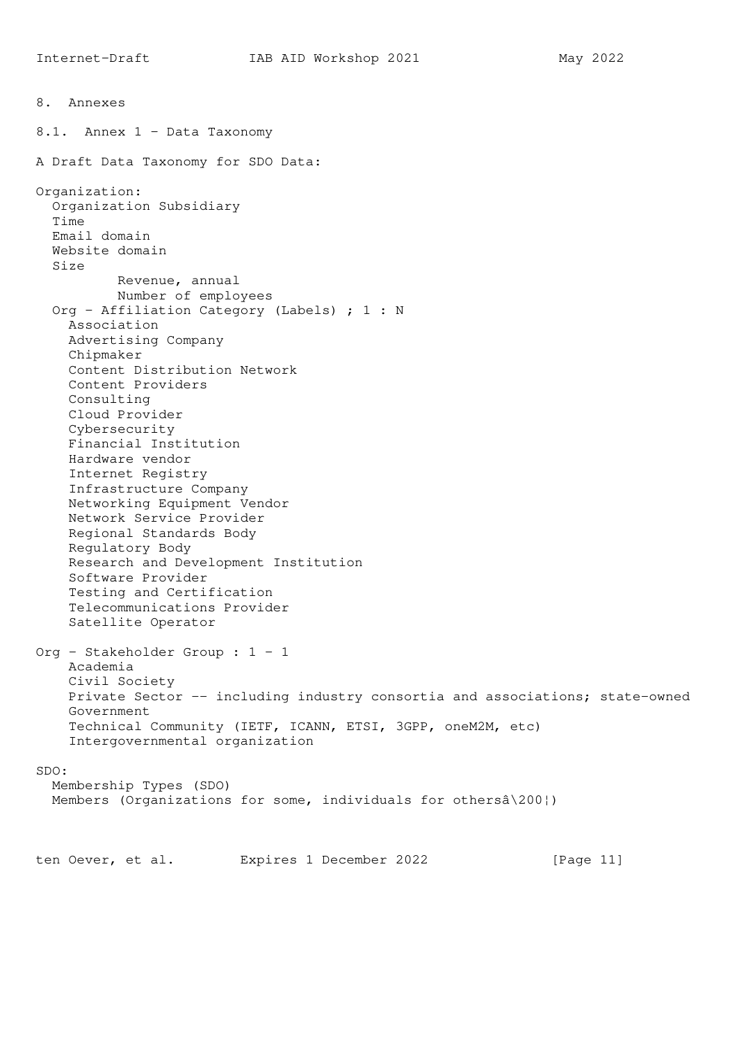## 8. Annexes

### 8.1. Annex 1 - Data Taxonomy

A Draft Data Taxonomy for SDO Data:

```
Organization:
  Organization Subsidiary
  Time
  Email domain
  Website domain
  Size
          Revenue, annual
          Number of employees
  Org - Affiliation Category (Labels) ; 1 : N
    Association
    Advertising Company
    Chipmaker
    Content Distribution Network
    Content Providers
    Consulting
    Cloud Provider
    Cybersecurity
    Financial Institution
    Hardware vendor
    Internet Registry
    Infrastructure Company
    Networking Equipment Vendor
    Network Service Provider
    Regional Standards Body
    Regulatory Body
    Research and Development Institution
    Software Provider
    Testing and Certification
    Telecommunications Provider
    Satellite Operator

Org - Stakeholder Group : 1 - 1
    Academia
    Civil Society
    Private Sector -- including industry consortia and associations; state-owned
    Government
    Technical Community (IETF, ICANN, ETSI, 3GPP, oneM2M, etc)
    Intergovernmental organization

SDO:
  Membership Types (SDO)
  Members (Organizations for some, individuals for othersâ\200¦)
```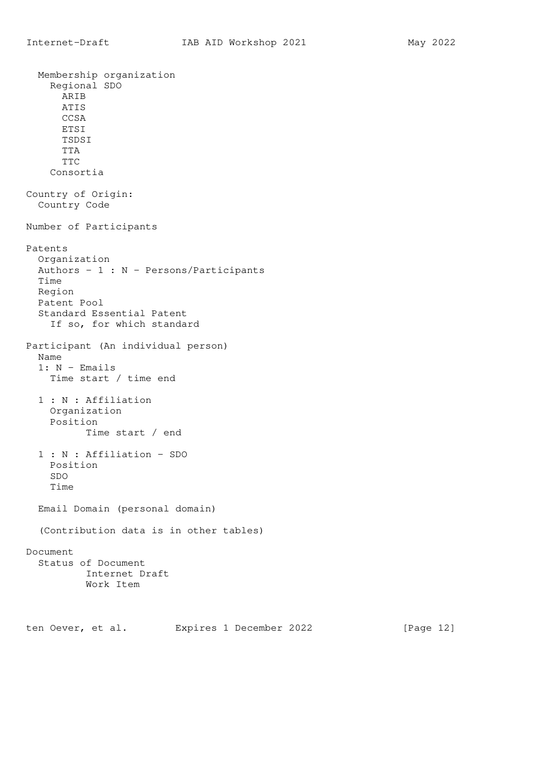```
  Membership organization
    Regional SDO
      ARIB
      ATIS
      CCSA
      ETSI
      TSDSI
      TTA
      TTC
    Consortia

Country of Origin:
  Country Code

Number of Participants

Patents
  Organization
  Authors - 1 : N - Persons/Participants
  Time
  Region
  Patent Pool
  Standard Essential Patent
    If so, for which standard

Participant (An individual person)
  Name
  1: N - Emails
    Time start / time end

  1 : N : Affiliation
    Organization
    Position
          Time start / end

  1 : N : Affiliation - SDO
    Position
    SDO
    Time

  Email Domain (personal domain)

  (Contribution data is in other tables)

Document
  Status of Document
          Internet Draft
          Work Item
```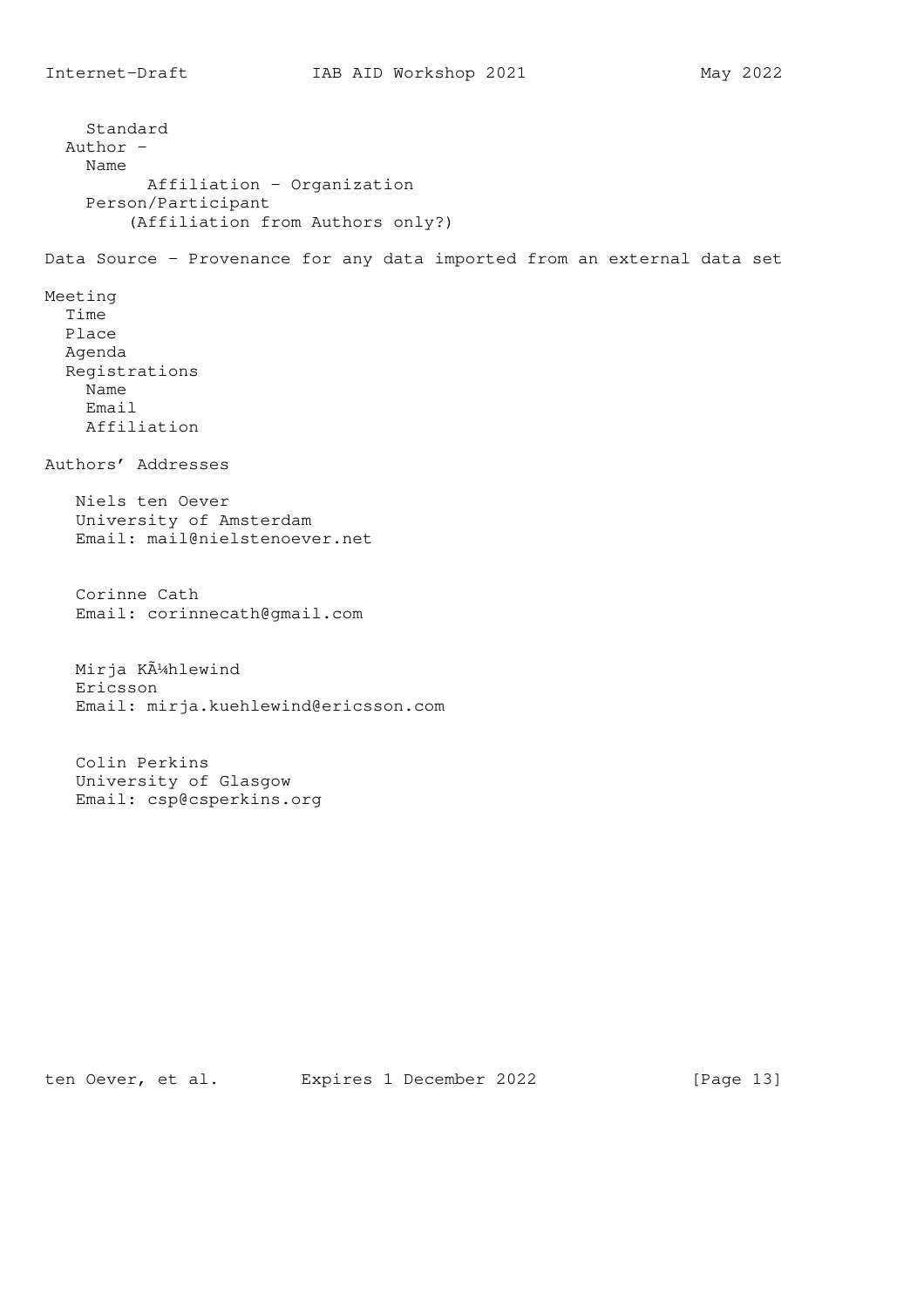```
    Standard
  Author -
    Name
          Affiliation - Organization
    Person/Participant
        (Affiliation from Authors only?)

Data Source - Provenance for any data imported from an external data set

Meeting
  Time
  Place
  Agenda
  Registrations
    Name
    Email
    Affiliation
```

## Authors' Addresses

Niels ten Oever
University of Amsterdam
Email: mail@nielstenoever.net

Corinne Cath
Email: corinnecath@gmail.com

Mirja KÃ¼hlewind
Ericsson
Email: mirja.kuehlewind@ericsson.com

Colin Perkins
University of Glasgow
Email: csp@csperkins.org